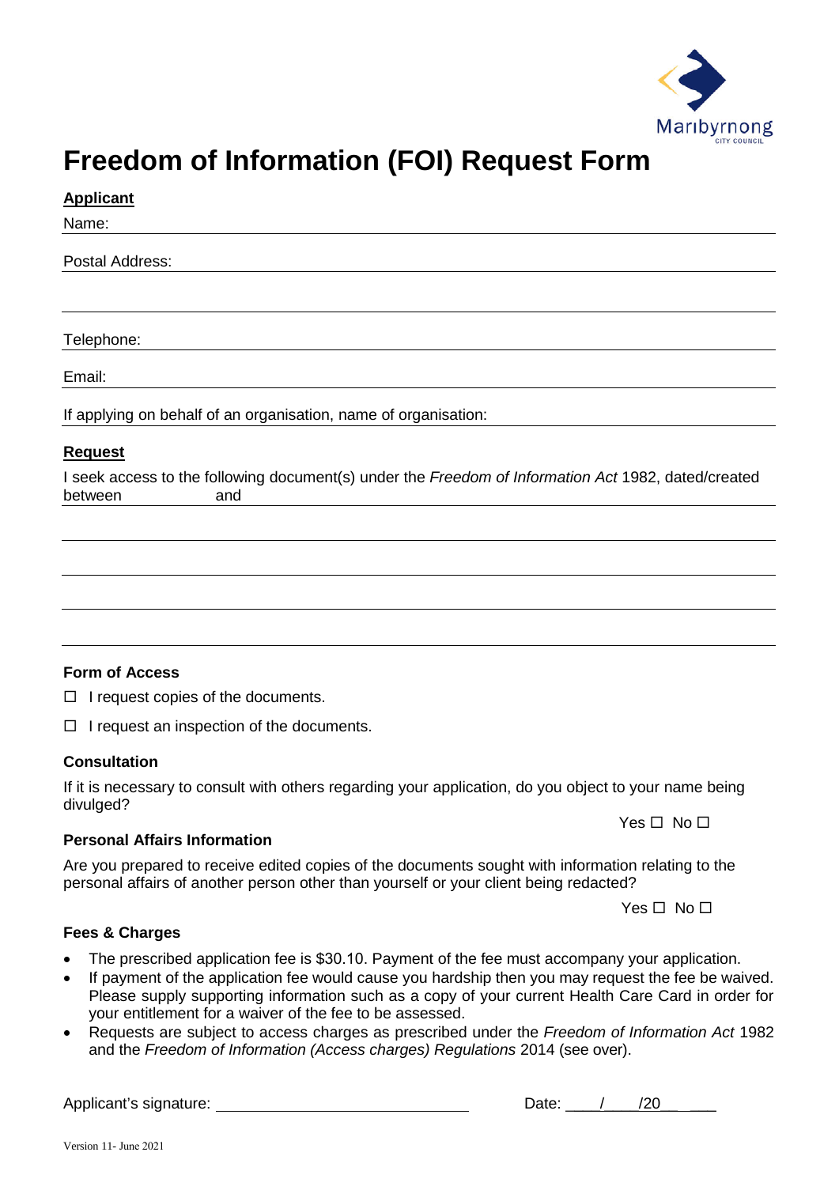Maribyrnong City Council

# Freedom of Information (FOI) Request Form

**Applicant**

Name: ______________________________

Postal Address: ______________________________

______________________________

Telephone: ______________________________

Email: ______________________________

If applying on behalf of an organisation, name of organisation: ______________________________

**Request**

I seek access to the following document(s) under the *Freedom of Information Act* 1982, dated/created between ______ and ______

______________________________

______________________________

______________________________

______________________________

### Form of Access

☐ I request copies of the documents.

☐ I request an inspection of the documents.

### Consultation

If it is necessary to consult with others regarding your application, do you object to your name being divulged?

Yes ☐ No ☐

### Personal Affairs Information

Are you prepared to receive edited copies of the documents sought with information relating to the personal affairs of another person other than yourself or your client being redacted?

Yes ☐ No ☐

### Fees & Charges

- The prescribed application fee is $30.10. Payment of the fee must accompany your application.
- If payment of the application fee would cause you hardship then you may request the fee be waived. Please supply supporting information such as a copy of your current Health Care Card in order for your entitlement for a waiver of the fee to be assessed.
- Requests are subject to access charges as prescribed under the *Freedom of Information Act* 1982 and the *Freedom of Information (Access charges) Regulations* 2014 (see over).

Applicant's signature: ______________________________ Date: ____/____/20____

Version 11- June 2021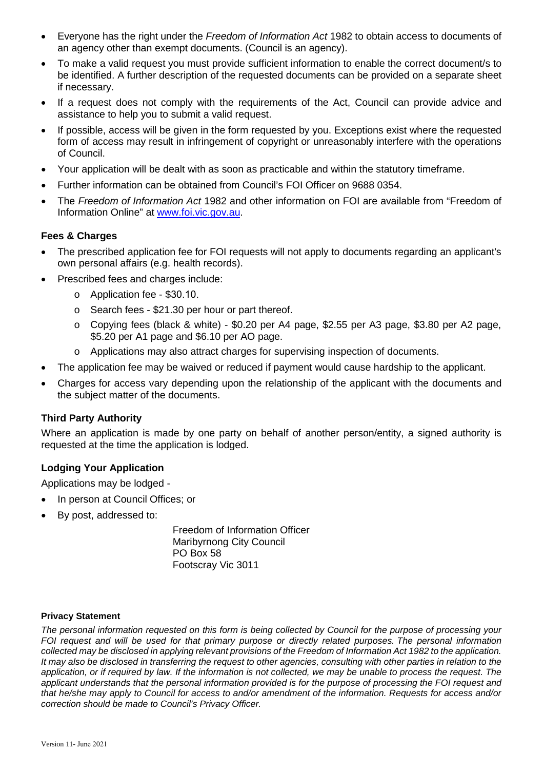- Everyone has the right under the *Freedom of Information Act* 1982 to obtain access to documents of an agency other than exempt documents. (Council is an agency).
- To make a valid request you must provide sufficient information to enable the correct document/s to be identified. A further description of the requested documents can be provided on a separate sheet if necessary.
- If a request does not comply with the requirements of the Act, Council can provide advice and assistance to help you to submit a valid request.
- If possible, access will be given in the form requested by you. Exceptions exist where the requested form of access may result in infringement of copyright or unreasonably interfere with the operations of Council.
- Your application will be dealt with as soon as practicable and within the statutory timeframe.
- Further information can be obtained from Council's FOI Officer on 9688 0354.
- The *Freedom of Information Act* 1982 and other information on FOI are available from "Freedom of Information Online" at www.foi.vic.gov.au.

### Fees & Charges

- The prescribed application fee for FOI requests will not apply to documents regarding an applicant's own personal affairs (e.g. health records).
- Prescribed fees and charges include:
  - Application fee - $30.10.
  - Search fees - $21.30 per hour or part thereof.
  - Copying fees (black & white) - $0.20 per A4 page, $2.55 per A3 page, $3.80 per A2 page, $5.20 per A1 page and $6.10 per AO page.
  - Applications may also attract charges for supervising inspection of documents.
- The application fee may be waived or reduced if payment would cause hardship to the applicant.
- Charges for access vary depending upon the relationship of the applicant with the documents and the subject matter of the documents.

### Third Party Authority

Where an application is made by one party on behalf of another person/entity, a signed authority is requested at the time the application is lodged.

### Lodging Your Application

Applications may be lodged -

- In person at Council Offices; or
- By post, addressed to:

  Freedom of Information Officer
  Maribyrnong City Council
  PO Box 58
  Footscray Vic 3011

**Privacy Statement**

*The personal information requested on this form is being collected by Council for the purpose of processing your FOI request and will be used for that primary purpose or directly related purposes. The personal information collected may be disclosed in applying relevant provisions of the Freedom of Information Act 1982 to the application. It may also be disclosed in transferring the request to other agencies, consulting with other parties in relation to the application, or if required by law. If the information is not collected, we may be unable to process the request. The applicant understands that the personal information provided is for the purpose of processing the FOI request and that he/she may apply to Council for access to and/or amendment of the information. Requests for access and/or correction should be made to Council's Privacy Officer.*

Version 11- June 2021